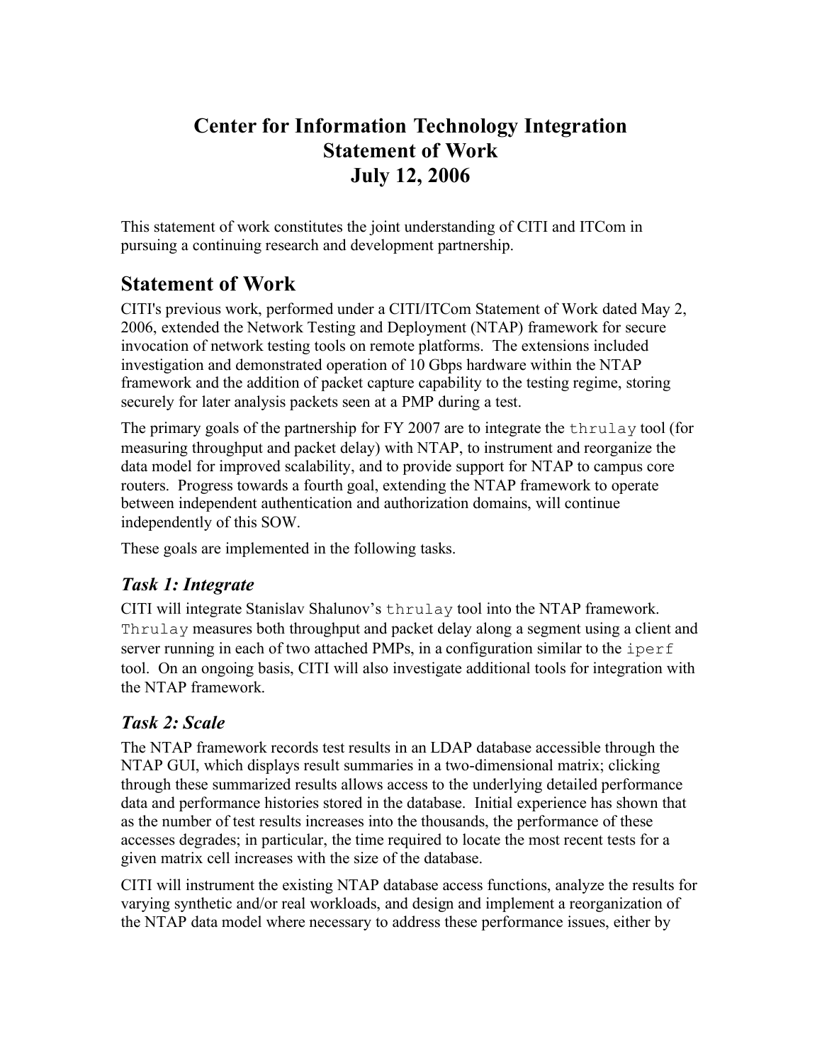# Center for Information Technology Integration
# Statement of Work
# July 12, 2006

This statement of work constitutes the joint understanding of CITI and ITCom in pursuing a continuing research and development partnership.

## Statement of Work

CITI's previous work, performed under a CITI/ITCom Statement of Work dated May 2, 2006, extended the Network Testing and Deployment (NTAP) framework for secure invocation of network testing tools on remote platforms. The extensions included investigation and demonstrated operation of 10 Gbps hardware within the NTAP framework and the addition of packet capture capability to the testing regime, storing securely for later analysis packets seen at a PMP during a test.

The primary goals of the partnership for FY 2007 are to integrate the `thrulay` tool (for measuring throughput and packet delay) with NTAP, to instrument and reorganize the data model for improved scalability, and to provide support for NTAP to campus core routers. Progress towards a fourth goal, extending the NTAP framework to operate between independent authentication and authorization domains, will continue independently of this SOW.

These goals are implemented in the following tasks.

### *Task 1: Integrate*

CITI will integrate Stanislav Shalunov's `thrulay` tool into the NTAP framework. `Thrulay` measures both throughput and packet delay along a segment using a client and server running in each of two attached PMPs, in a configuration similar to the `iperf` tool. On an ongoing basis, CITI will also investigate additional tools for integration with the NTAP framework.

### *Task 2: Scale*

The NTAP framework records test results in an LDAP database accessible through the NTAP GUI, which displays result summaries in a two-dimensional matrix; clicking through these summarized results allows access to the underlying detailed performance data and performance histories stored in the database. Initial experience has shown that as the number of test results increases into the thousands, the performance of these accesses degrades; in particular, the time required to locate the most recent tests for a given matrix cell increases with the size of the database.

CITI will instrument the existing NTAP database access functions, analyze the results for varying synthetic and/or real workloads, and design and implement a reorganization of the NTAP data model where necessary to address these performance issues, either by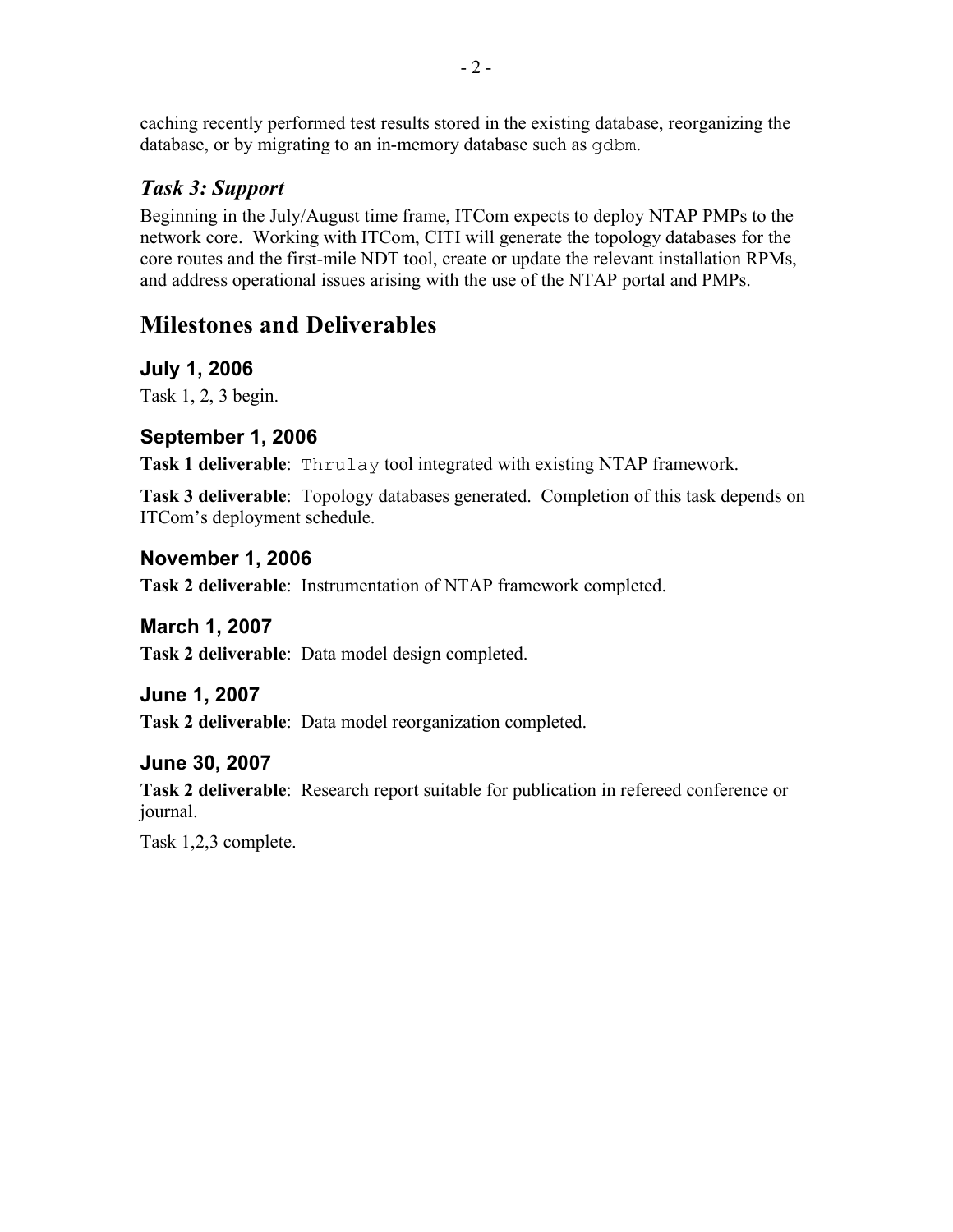caching recently performed test results stored in the existing database, reorganizing the database, or by migrating to an in-memory database such as `gdbm`.

### *Task 3: Support*

Beginning in the July/August time frame, ITCom expects to deploy NTAP PMPs to the network core. Working with ITCom, CITI will generate the topology databases for the core routes and the first-mile NDT tool, create or update the relevant installation RPMs, and address operational issues arising with the use of the NTAP portal and PMPs.

## Milestones and Deliverables

### July 1, 2006

Task 1, 2, 3 begin.

### September 1, 2006

**Task 1 deliverable**: `Thrulay` tool integrated with existing NTAP framework.

**Task 3 deliverable**: Topology databases generated. Completion of this task depends on ITCom's deployment schedule.

### November 1, 2006

**Task 2 deliverable**: Instrumentation of NTAP framework completed.

### March 1, 2007

**Task 2 deliverable**: Data model design completed.

### June 1, 2007

**Task 2 deliverable**: Data model reorganization completed.

### June 30, 2007

**Task 2 deliverable**: Research report suitable for publication in refereed conference or journal.

Task 1,2,3 complete.